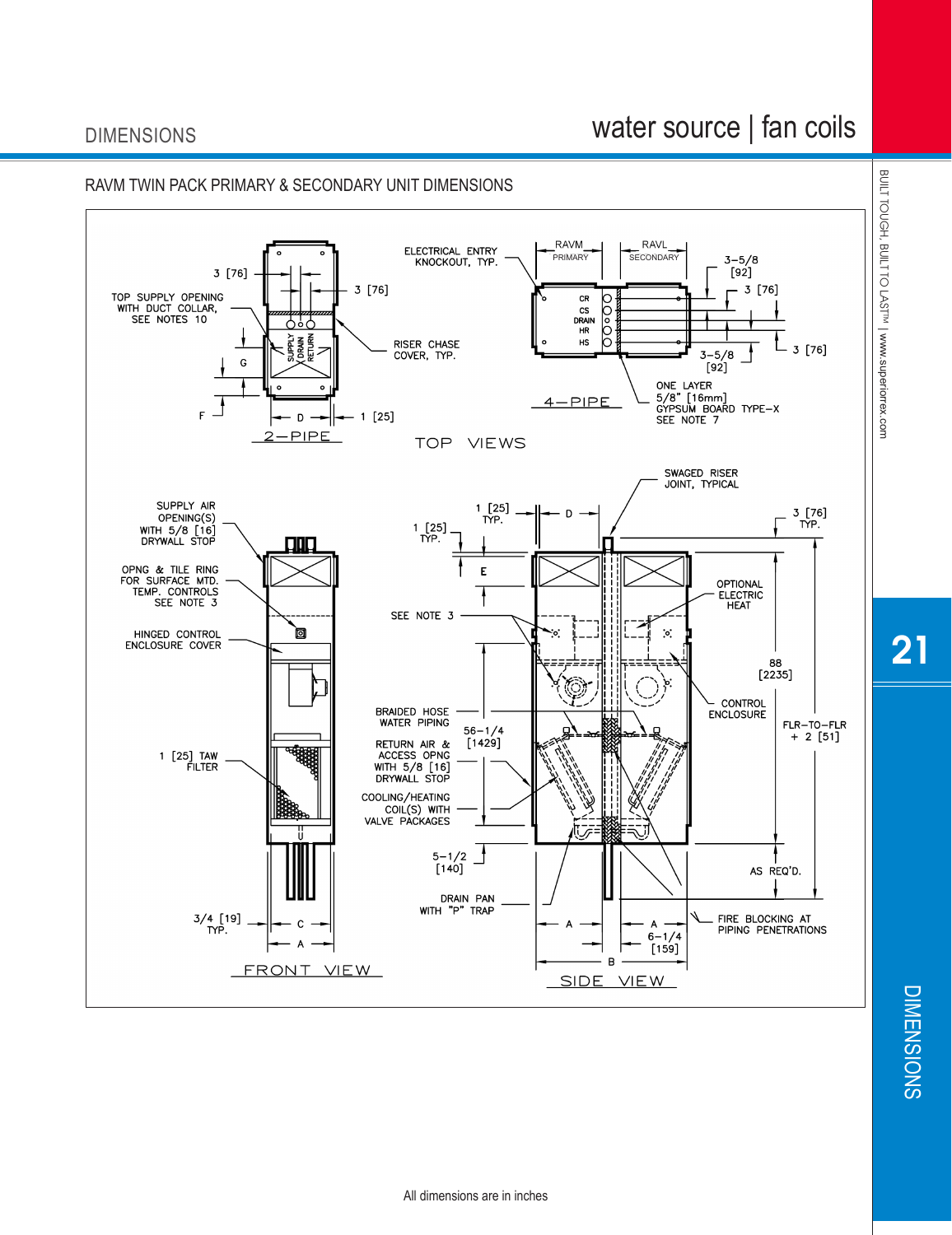## DIMENSIONS

# water source | fan coils

### RAVM TWIN PACK PRIMARY & SECONDARY UNIT DIMENSIONS

TOP VIEWS

2–PIPE

- 3 [76]
- 3 [76]
- TOP SUPPLY OPENING WITH DUCT COLLAR, SEE NOTES 10
- SUPPLY DRAIN RETURN
- RISER CHASE COVER, TYP.
- G
- F
- D
- 1 [25]

4–PIPE

- ELECTRICAL ENTRY KNOCKOUT, TYP.
- RAVM PRIMARY
- RAVL SECONDARY
- CR CS DRAIN HR HS
- 3-5/8 [92]
- 3 [76]
- 3-5/8 [92]
- 3 [76]
- ONE LAYER 5/8" [16mm] GYPSUM BOARD TYPE-X SEE NOTE 7

FRONT VIEW

- SUPPLY AIR OPENING(S) WITH 5/8 [16] DRYWALL STOP
- OPNG & TILE RING FOR SURFACE MTD. TEMP. CONTROLS SEE NOTE 3
- HINGED CONTROL ENCLOSURE COVER
- 1 [25] TAW FILTER
- 3/4 [19] TYP.
- C
- A

SIDE VIEW

- 1 [25] TYP.
- 1 [25] TYP.
- D
- E
- SWAGED RISER JOINT, TYPICAL
- 3 [76] TYP.
- SEE NOTE 3
- OPTIONAL ELECTRIC HEAT
- 88 [2235]
- CONTROL ENCLOSURE
- BRAIDED HOSE WATER PIPING
- 56-1/4 [1429]
- RETURN AIR & ACCESS OPNG WITH 5/8 [16] DRYWALL STOP
- FLR–TO–FLR + 2 [51]
- COOLING/HEATING COIL(S) WITH VALVE PACKAGES
- 5-1/2 [140]
- AS REQ'D.
- DRAIN PAN WITH "P" TRAP
- FIRE BLOCKING AT PIPING PENETRATIONS
- A
- A
- 6-1/4 [159]
- B

All dimensions are in inches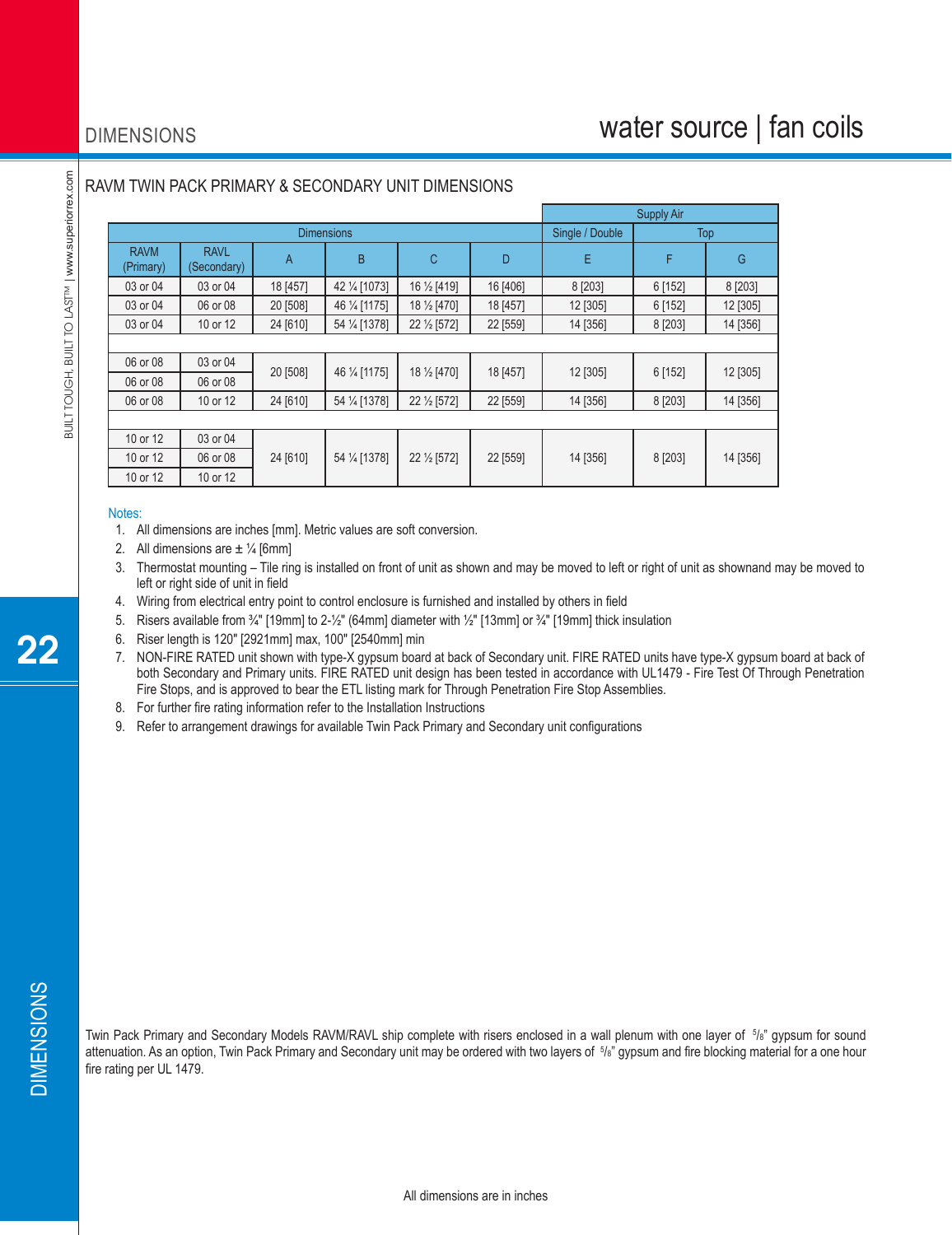## DIMENSIONS

# water source | fan coils

### RAVM TWIN PACK PRIMARY & SECONDARY UNIT DIMENSIONS

| Dimensions | | | | | | Supply Air | | |
|---|---|---|---|---|---|---|---|---|
| | | | | | | Single / Double | Top | |
| RAVM (Primary) | RAVL (Secondary) | A | B | C | D | E | F | G |
| 03 or 04 | 03 or 04 | 18 [457] | 42 ¼ [1073] | 16 ½ [419] | 16 [406] | 8 [203] | 6 [152] | 8 [203] |
| 03 or 04 | 06 or 08 | 20 [508] | 46 ¼ [1175] | 18 ½ [470] | 18 [457] | 12 [305] | 6 [152] | 12 [305] |
| 03 or 04 | 10 or 12 | 24 [610] | 54 ¼ [1378] | 22 ½ [572] | 22 [559] | 14 [356] | 8 [203] | 14 [356] |
| | | | | | | | | |
| 06 or 08 | 03 or 04 | 20 [508] | 46 ¼ [1175] | 18 ½ [470] | 18 [457] | 12 [305] | 6 [152] | 12 [305] |
| 06 or 08 | 06 or 08 | | | | | | | |
| 06 or 08 | 10 or 12 | 24 [610] | 54 ¼ [1378] | 22 ½ [572] | 22 [559] | 14 [356] | 8 [203] | 14 [356] |
| | | | | | | | | |
| 10 or 12 | 03 or 04 | 24 [610] | 54 ¼ [1378] | 22 ½ [572] | 22 [559] | 14 [356] | 8 [203] | 14 [356] |
| 10 or 12 | 06 or 08 | | | | | | | |
| 10 or 12 | 10 or 12 | | | | | | | |

Notes:

1. All dimensions are inches [mm]. Metric values are soft conversion.
2. All dimensions are ± ¼ [6mm]
3. Thermostat mounting – Tile ring is installed on front of unit as shown and may be moved to left or right of unit as shownand may be moved to left or right side of unit in field
4. Wiring from electrical entry point to control enclosure is furnished and installed by others in field
5. Risers available from ¾" [19mm] to 2-½" (64mm] diameter with ½" [13mm] or ¾" [19mm] thick insulation
6. Riser length is 120" [2921mm] max, 100" [2540mm] min
7. NON-FIRE RATED unit shown with type-X gypsum board at back of Secondary unit. FIRE RATED units have type-X gypsum board at back of both Secondary and Primary units. FIRE RATED unit design has been tested in accordance with UL1479 - Fire Test Of Through Penetration Fire Stops, and is approved to bear the ETL listing mark for Through Penetration Fire Stop Assemblies.
8. For further fire rating information refer to the Installation Instructions
9. Refer to arrangement drawings for available Twin Pack Primary and Secondary unit configurations

Twin Pack Primary and Secondary Models RAVM/RAVL ship complete with risers enclosed in a wall plenum with one layer of 5/8" gypsum for sound attenuation. As an option, Twin Pack Primary and Secondary unit may be ordered with two layers of 5/8" gypsum and fire blocking material for a one hour fire rating per UL 1479.

All dimensions are in inches